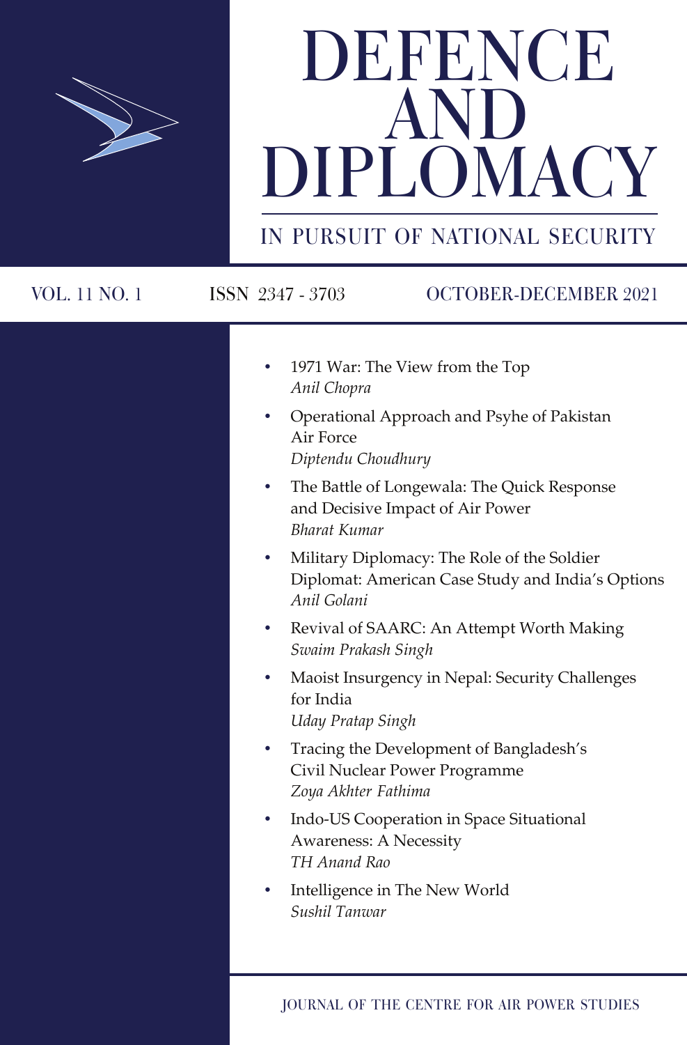# DEFENCE AND DIPLOMACY

IN PURSUIT OF NATIONAL SECURITY

VOL. 11 NO. 1    ISSN 2347 - 3703    OCTOBER-DECEMBER 2021

- 1971 War: The View from the Top
  *Anil Chopra*
- Operational Approach and Psyhe of Pakistan Air Force
  *Diptendu Choudhury*
- The Battle of Longewala: The Quick Response and Decisive Impact of Air Power
  *Bharat Kumar*
- Military Diplomacy: The Role of the Soldier Diplomat: American Case Study and India's Options
  *Anil Golani*
- Revival of SAARC: An Attempt Worth Making
  *Swaim Prakash Singh*
- Maoist Insurgency in Nepal: Security Challenges for India
  *Uday Pratap Singh*
- Tracing the Development of Bangladesh's Civil Nuclear Power Programme
  *Zoya Akhter Fathima*
- Indo-US Cooperation in Space Situational Awareness: A Necessity
  *TH Anand Rao*
- Intelligence in The New World
  *Sushil Tanwar*

JOURNAL OF THE CENTRE FOR AIR POWER STUDIES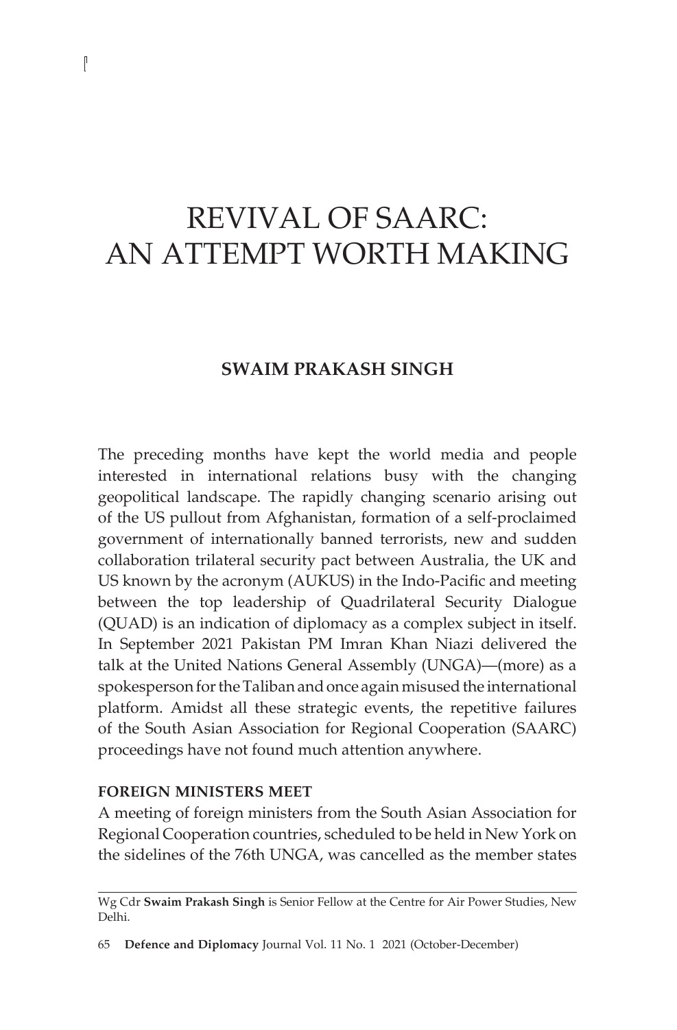# REVIVAL OF SAARC: AN ATTEMPT WORTH MAKING

**SWAIM PRAKASH SINGH**

The preceding months have kept the world media and people interested in international relations busy with the changing geopolitical landscape. The rapidly changing scenario arising out of the US pullout from Afghanistan, formation of a self-proclaimed government of internationally banned terrorists, new and sudden collaboration trilateral security pact between Australia, the UK and US known by the acronym (AUKUS) in the Indo-Pacific and meeting between the top leadership of Quadrilateral Security Dialogue (QUAD) is an indication of diplomacy as a complex subject in itself. In September 2021 Pakistan PM Imran Khan Niazi delivered the talk at the United Nations General Assembly (UNGA)—(more) as a spokesperson for the Taliban and once again misused the international platform. Amidst all these strategic events, the repetitive failures of the South Asian Association for Regional Cooperation (SAARC) proceedings have not found much attention anywhere.

### FOREIGN MINISTERS MEET

A meeting of foreign ministers from the South Asian Association for Regional Cooperation countries, scheduled to be held in New York on the sidelines of the 76th UNGA, was cancelled as the member states

---

Wg Cdr **Swaim Prakash Singh** is Senior Fellow at the Centre for Air Power Studies, New Delhi.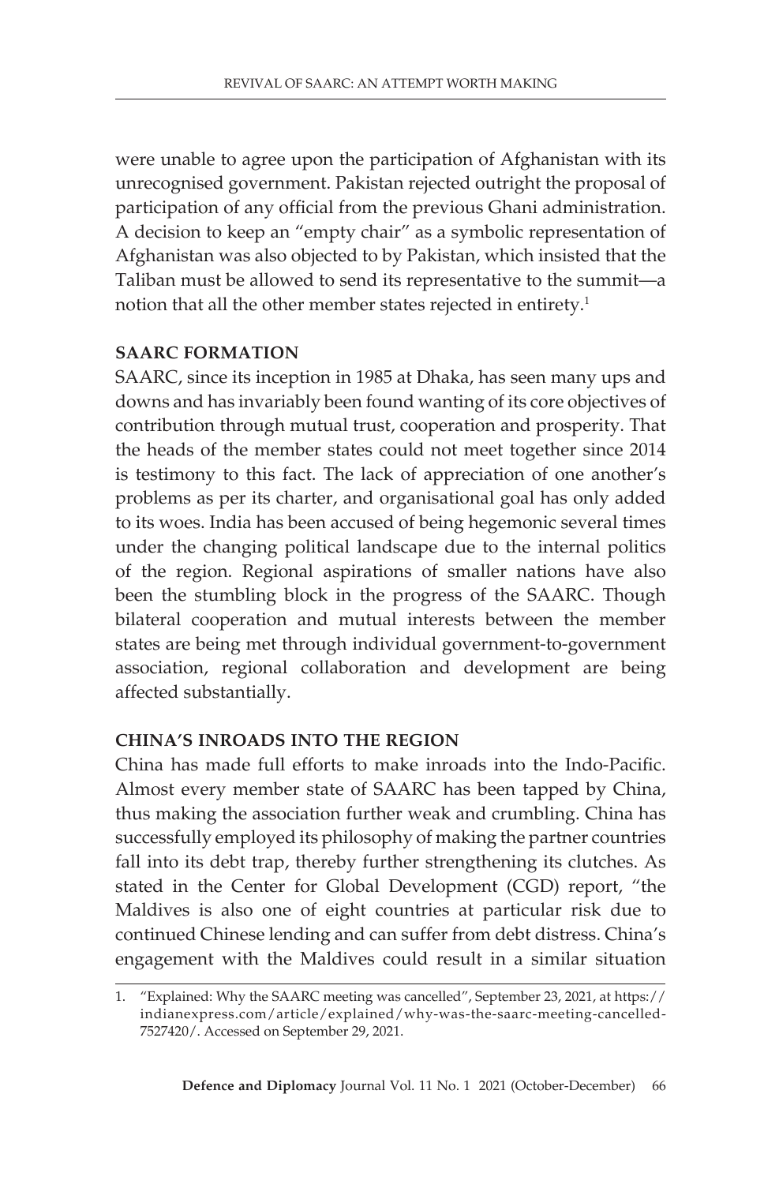were unable to agree upon the participation of Afghanistan with its unrecognised government. Pakistan rejected outright the proposal of participation of any official from the previous Ghani administration. A decision to keep an "empty chair" as a symbolic representation of Afghanistan was also objected to by Pakistan, which insisted that the Taliban must be allowed to send its representative to the summit—a notion that all the other member states rejected in entirety.[1]

## SAARC FORMATION

SAARC, since its inception in 1985 at Dhaka, has seen many ups and downs and has invariably been found wanting of its core objectives of contribution through mutual trust, cooperation and prosperity. That the heads of the member states could not meet together since 2014 is testimony to this fact. The lack of appreciation of one another's problems as per its charter, and organisational goal has only added to its woes. India has been accused of being hegemonic several times under the changing political landscape due to the internal politics of the region. Regional aspirations of smaller nations have also been the stumbling block in the progress of the SAARC. Though bilateral cooperation and mutual interests between the member states are being met through individual government-to-government association, regional collaboration and development are being affected substantially.

## CHINA'S INROADS INTO THE REGION

China has made full efforts to make inroads into the Indo-Pacific. Almost every member state of SAARC has been tapped by China, thus making the association further weak and crumbling. China has successfully employed its philosophy of making the partner countries fall into its debt trap, thereby further strengthening its clutches. As stated in the Center for Global Development (CGD) report, "the Maldives is also one of eight countries at particular risk due to continued Chinese lending and can suffer from debt distress. China's engagement with the Maldives could result in a similar situation

---

1. "Explained: Why the SAARC meeting was cancelled", September 23, 2021, at https://indianexpress.com/article/explained/why-was-the-saarc-meeting-cancelled-7527420/. Accessed on September 29, 2021.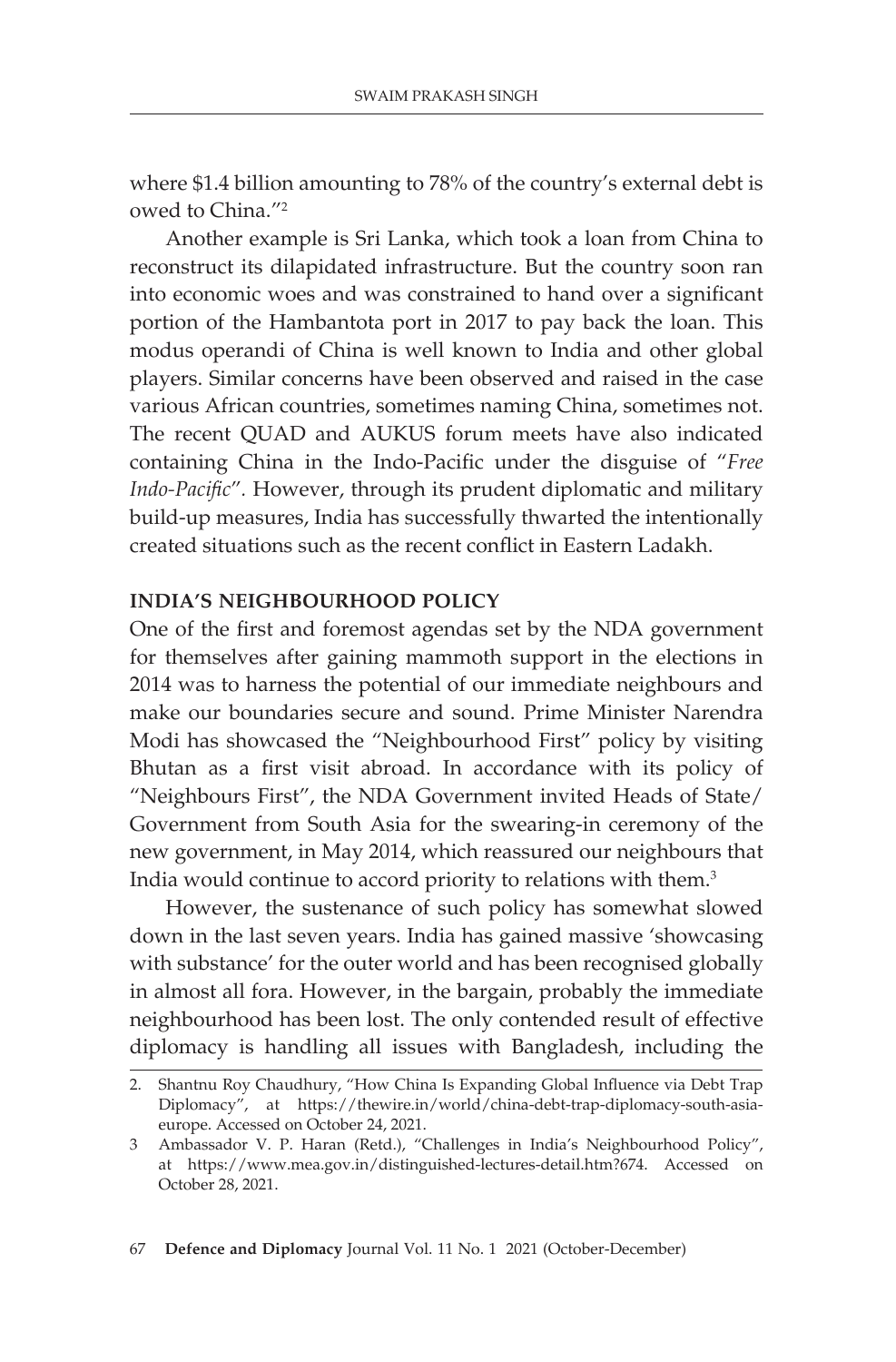where $1.4 billion amounting to 78% of the country's external debt is owed to China."[2]

Another example is Sri Lanka, which took a loan from China to reconstruct its dilapidated infrastructure. But the country soon ran into economic woes and was constrained to hand over a significant portion of the Hambantota port in 2017 to pay back the loan. This modus operandi of China is well known to India and other global players. Similar concerns have been observed and raised in the case various African countries, sometimes naming China, sometimes not. The recent QUAD and AUKUS forum meets have also indicated containing China in the Indo-Pacific under the disguise of "*Free Indo-Pacific*". However, through its prudent diplomatic and military build-up measures, India has successfully thwarted the intentionally created situations such as the recent conflict in Eastern Ladakh.

## INDIA'S NEIGHBOURHOOD POLICY

One of the first and foremost agendas set by the NDA government for themselves after gaining mammoth support in the elections in 2014 was to harness the potential of our immediate neighbours and make our boundaries secure and sound. Prime Minister Narendra Modi has showcased the "Neighbourhood First" policy by visiting Bhutan as a first visit abroad. In accordance with its policy of "Neighbours First", the NDA Government invited Heads of State/ Government from South Asia for the swearing-in ceremony of the new government, in May 2014, which reassured our neighbours that India would continue to accord priority to relations with them.[3]

However, the sustenance of such policy has somewhat slowed down in the last seven years. India has gained massive 'showcasing with substance' for the outer world and has been recognised globally in almost all fora. However, in the bargain, probably the immediate neighbourhood has been lost. The only contended result of effective diplomacy is handling all issues with Bangladesh, including the

---

2. Shantnu Roy Chaudhury, "How China Is Expanding Global Influence via Debt Trap Diplomacy", at https://thewire.in/world/china-debt-trap-diplomacy-south-asia-europe. Accessed on October 24, 2021.
3 Ambassador V. P. Haran (Retd.), "Challenges in India's Neighbourhood Policy", at https://www.mea.gov.in/distinguished-lectures-detail.htm?674. Accessed on October 28, 2021.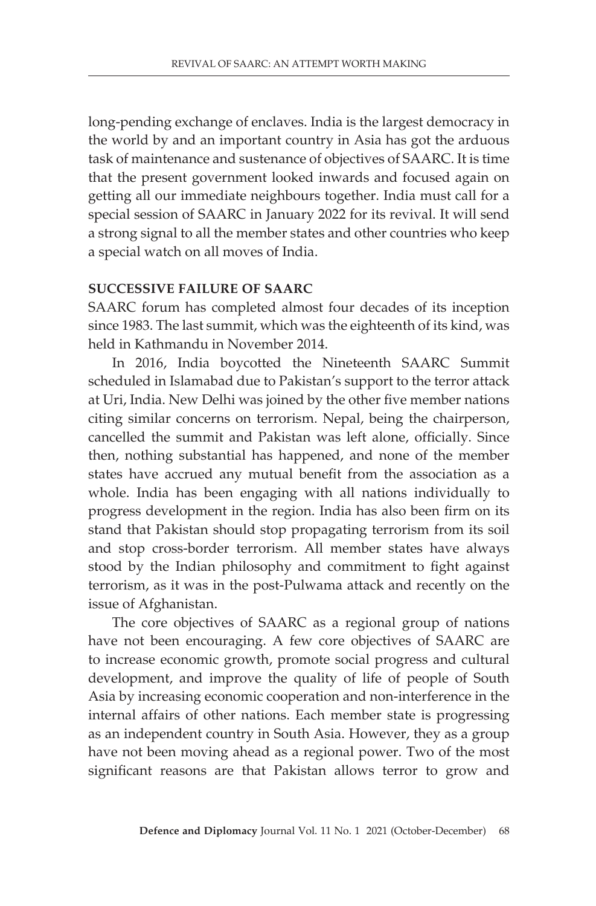long-pending exchange of enclaves. India is the largest democracy in the world by and an important country in Asia has got the arduous task of maintenance and sustenance of objectives of SAARC. It is time that the present government looked inwards and focused again on getting all our immediate neighbours together. India must call for a special session of SAARC in January 2022 for its revival. It will send a strong signal to all the member states and other countries who keep a special watch on all moves of India.

## SUCCESSIVE FAILURE OF SAARC

SAARC forum has completed almost four decades of its inception since 1983. The last summit, which was the eighteenth of its kind, was held in Kathmandu in November 2014.

In 2016, India boycotted the Nineteenth SAARC Summit scheduled in Islamabad due to Pakistan's support to the terror attack at Uri, India. New Delhi was joined by the other five member nations citing similar concerns on terrorism. Nepal, being the chairperson, cancelled the summit and Pakistan was left alone, officially. Since then, nothing substantial has happened, and none of the member states have accrued any mutual benefit from the association as a whole. India has been engaging with all nations individually to progress development in the region. India has also been firm on its stand that Pakistan should stop propagating terrorism from its soil and stop cross-border terrorism. All member states have always stood by the Indian philosophy and commitment to fight against terrorism, as it was in the post-Pulwama attack and recently on the issue of Afghanistan.

The core objectives of SAARC as a regional group of nations have not been encouraging. A few core objectives of SAARC are to increase economic growth, promote social progress and cultural development, and improve the quality of life of people of South Asia by increasing economic cooperation and non-interference in the internal affairs of other nations. Each member state is progressing as an independent country in South Asia. However, they as a group have not been moving ahead as a regional power. Two of the most significant reasons are that Pakistan allows terror to grow and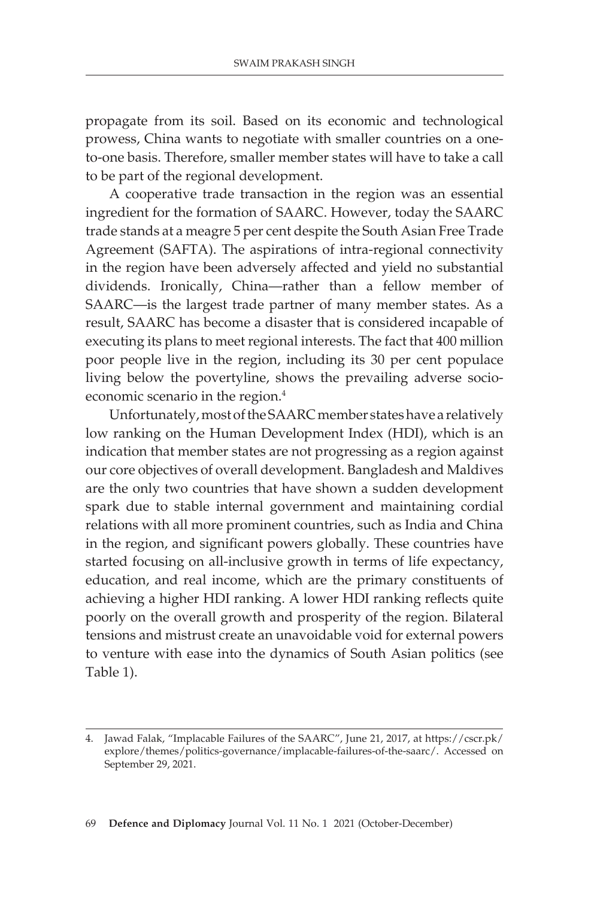propagate from its soil. Based on its economic and technological prowess, China wants to negotiate with smaller countries on a one-to-one basis. Therefore, smaller member states will have to take a call to be part of the regional development.

A cooperative trade transaction in the region was an essential ingredient for the formation of SAARC. However, today the SAARC trade stands at a meagre 5 per cent despite the South Asian Free Trade Agreement (SAFTA). The aspirations of intra-regional connectivity in the region have been adversely affected and yield no substantial dividends. Ironically, China—rather than a fellow member of SAARC—is the largest trade partner of many member states. As a result, SAARC has become a disaster that is considered incapable of executing its plans to meet regional interests. The fact that 400 million poor people live in the region, including its 30 per cent populace living below the povertyline, shows the prevailing adverse socio-economic scenario in the region.[4]

Unfortunately, most of the SAARC member states have a relatively low ranking on the Human Development Index (HDI), which is an indication that member states are not progressing as a region against our core objectives of overall development. Bangladesh and Maldives are the only two countries that have shown a sudden development spark due to stable internal government and maintaining cordial relations with all more prominent countries, such as India and China in the region, and significant powers globally. These countries have started focusing on all-inclusive growth in terms of life expectancy, education, and real income, which are the primary constituents of achieving a higher HDI ranking. A lower HDI ranking reflects quite poorly on the overall growth and prosperity of the region. Bilateral tensions and mistrust create an unavoidable void for external powers to venture with ease into the dynamics of South Asian politics (see Table 1).

---

4. Jawad Falak, "Implacable Failures of the SAARC", June 21, 2017, at https://cscr.pk/explore/themes/politics-governance/implacable-failures-of-the-saarc/. Accessed on September 29, 2021.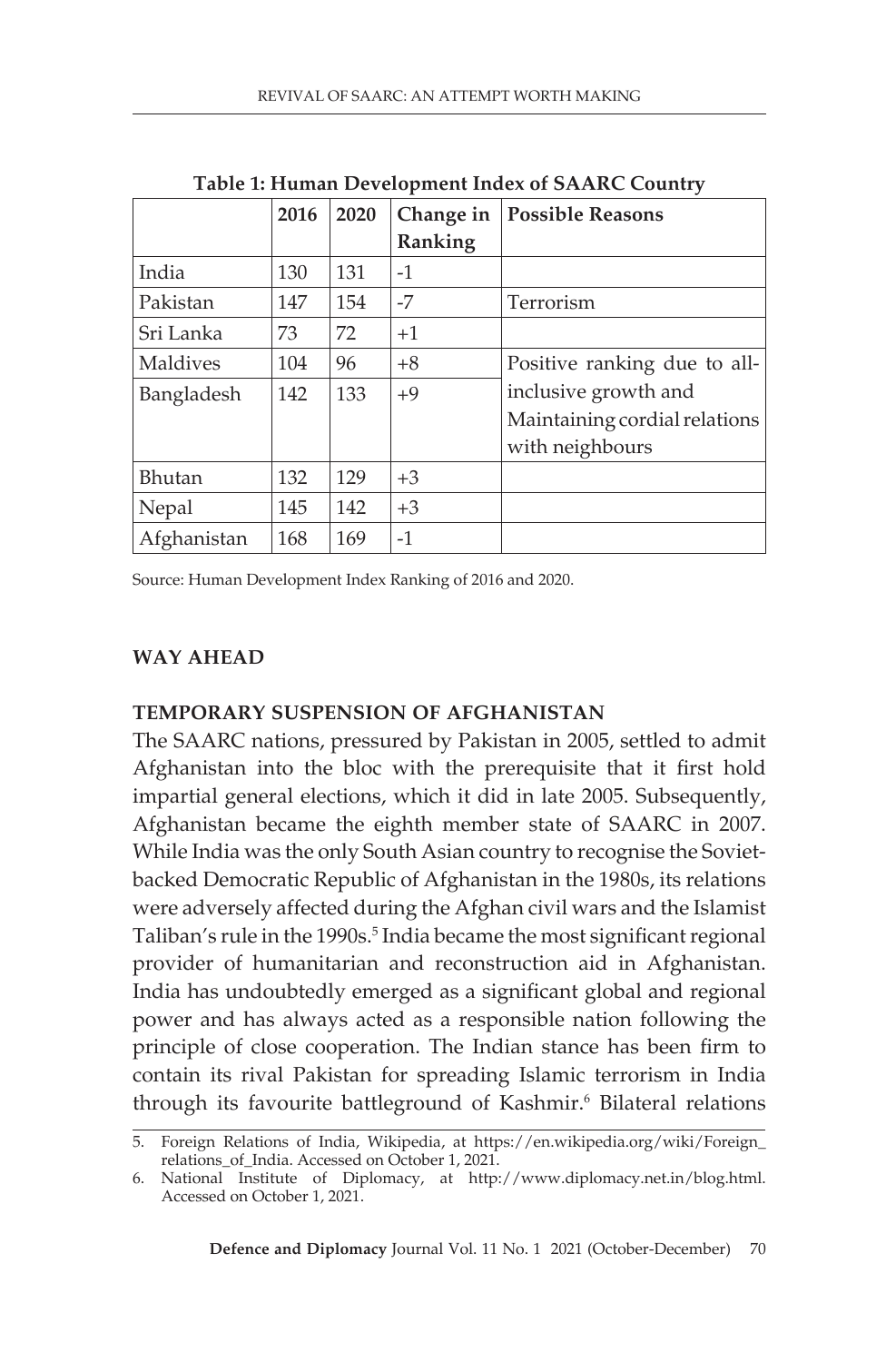**Table 1: Human Development Index of SAARC Country**

| | 2016 | 2020 | Change in Ranking | Possible Reasons |
|---|---|---|---|---|
| India | 130 | 131 | -1 | |
| Pakistan | 147 | 154 | -7 | Terrorism |
| Sri Lanka | 73 | 72 | +1 | |
| Maldives | 104 | 96 | +8 | Positive ranking due to all-inclusive growth and Maintaining cordial relations with neighbours |
| Bangladesh | 142 | 133 | +9 | |
| Bhutan | 132 | 129 | +3 | |
| Nepal | 145 | 142 | +3 | |
| Afghanistan | 168 | 169 | -1 | |

Source: Human Development Index Ranking of 2016 and 2020.

## WAY AHEAD

### TEMPORARY SUSPENSION OF AFGHANISTAN

The SAARC nations, pressured by Pakistan in 2005, settled to admit Afghanistan into the bloc with the prerequisite that it first hold impartial general elections, which it did in late 2005. Subsequently, Afghanistan became the eighth member state of SAARC in 2007. While India was the only South Asian country to recognise the Soviet-backed Democratic Republic of Afghanistan in the 1980s, its relations were adversely affected during the Afghan civil wars and the Islamist Taliban's rule in the 1990s.[5] India became the most significant regional provider of humanitarian and reconstruction aid in Afghanistan. India has undoubtedly emerged as a significant global and regional power and has always acted as a responsible nation following the principle of close cooperation. The Indian stance has been firm to contain its rival Pakistan for spreading Islamic terrorism in India through its favourite battleground of Kashmir.[6] Bilateral relations

5. Foreign Relations of India, Wikipedia, at https://en.wikipedia.org/wiki/Foreign_relations_of_India. Accessed on October 1, 2021.
6. National Institute of Diplomacy, at http://www.diplomacy.net.in/blog.html. Accessed on October 1, 2021.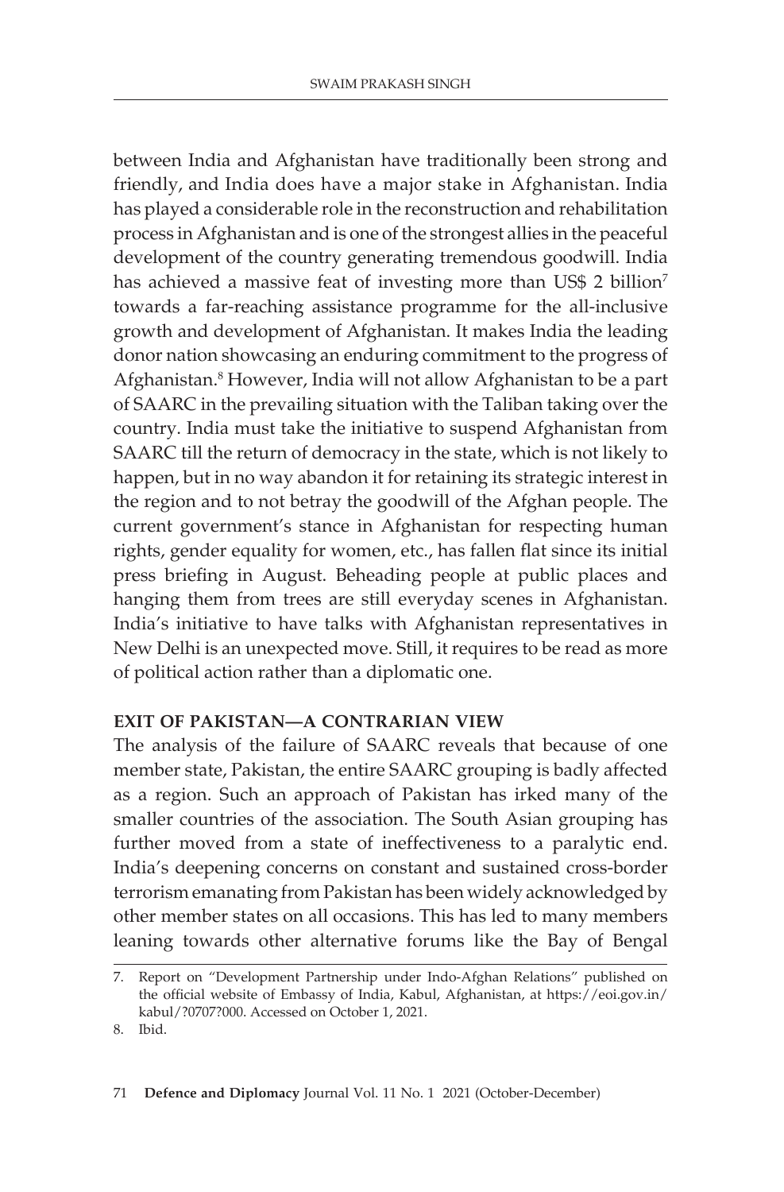between India and Afghanistan have traditionally been strong and friendly, and India does have a major stake in Afghanistan. India has played a considerable role in the reconstruction and rehabilitation process in Afghanistan and is one of the strongest allies in the peaceful development of the country generating tremendous goodwill. India has achieved a massive feat of investing more than US$ 2 billion[7] towards a far-reaching assistance programme for the all-inclusive growth and development of Afghanistan. It makes India the leading donor nation showcasing an enduring commitment to the progress of Afghanistan.[8] However, India will not allow Afghanistan to be a part of SAARC in the prevailing situation with the Taliban taking over the country. India must take the initiative to suspend Afghanistan from SAARC till the return of democracy in the state, which is not likely to happen, but in no way abandon it for retaining its strategic interest in the region and to not betray the goodwill of the Afghan people. The current government's stance in Afghanistan for respecting human rights, gender equality for women, etc., has fallen flat since its initial press briefing in August. Beheading people at public places and hanging them from trees are still everyday scenes in Afghanistan. India's initiative to have talks with Afghanistan representatives in New Delhi is an unexpected move. Still, it requires to be read as more of political action rather than a diplomatic one.

## EXIT OF PAKISTAN—A CONTRARIAN VIEW

The analysis of the failure of SAARC reveals that because of one member state, Pakistan, the entire SAARC grouping is badly affected as a region. Such an approach of Pakistan has irked many of the smaller countries of the association. The South Asian grouping has further moved from a state of ineffectiveness to a paralytic end. India's deepening concerns on constant and sustained cross-border terrorism emanating from Pakistan has been widely acknowledged by other member states on all occasions. This has led to many members leaning towards other alternative forums like the Bay of Bengal

---

7. Report on "Development Partnership under Indo-Afghan Relations" published on the official website of Embassy of India, Kabul, Afghanistan, at https://eoi.gov.in/kabul/?0707?000. Accessed on October 1, 2021.
8. Ibid.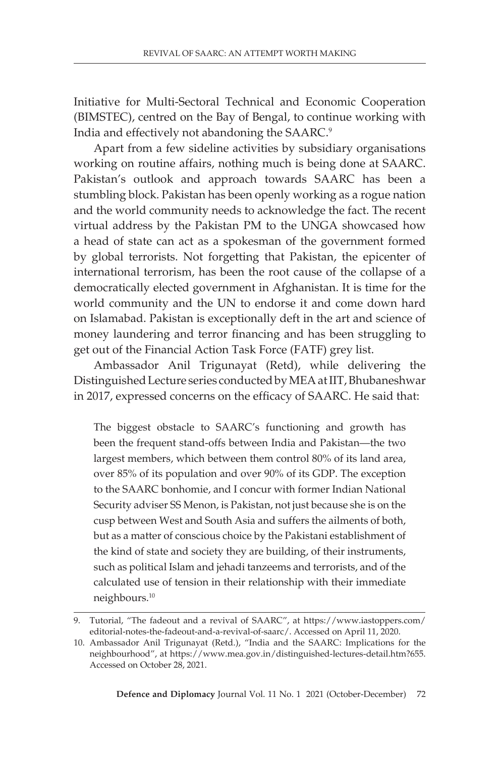Initiative for Multi-Sectoral Technical and Economic Cooperation (BIMSTEC), centred on the Bay of Bengal, to continue working with India and effectively not abandoning the SAARC.[9]

Apart from a few sideline activities by subsidiary organisations working on routine affairs, nothing much is being done at SAARC. Pakistan's outlook and approach towards SAARC has been a stumbling block. Pakistan has been openly working as a rogue nation and the world community needs to acknowledge the fact. The recent virtual address by the Pakistan PM to the UNGA showcased how a head of state can act as a spokesman of the government formed by global terrorists. Not forgetting that Pakistan, the epicenter of international terrorism, has been the root cause of the collapse of a democratically elected government in Afghanistan. It is time for the world community and the UN to endorse it and come down hard on Islamabad. Pakistan is exceptionally deft in the art and science of money laundering and terror financing and has been struggling to get out of the Financial Action Task Force (FATF) grey list.

Ambassador Anil Trigunayat (Retd), while delivering the Distinguished Lecture series conducted by MEA at IIT, Bhubaneshwar in 2017, expressed concerns on the efficacy of SAARC. He said that:

> The biggest obstacle to SAARC's functioning and growth has been the frequent stand-offs between India and Pakistan—the two largest members, which between them control 80% of its land area, over 85% of its population and over 90% of its GDP. The exception to the SAARC bonhomie, and I concur with former Indian National Security adviser SS Menon, is Pakistan, not just because she is on the cusp between West and South Asia and suffers the ailments of both, but as a matter of conscious choice by the Pakistani establishment of the kind of state and society they are building, of their instruments, such as political Islam and jehadi tanzeems and terrorists, and of the calculated use of tension in their relationship with their immediate neighbours.[10]

---

9. Tutorial, "The fadeout and a revival of SAARC", at https://www.iastoppers.com/editorial-notes-the-fadeout-and-a-revival-of-saarc/. Accessed on April 11, 2020.
10. Ambassador Anil Trigunayat (Retd.), "India and the SAARC: Implications for the neighbourhood", at https://www.mea.gov.in/distinguished-lectures-detail.htm?655. Accessed on October 28, 2021.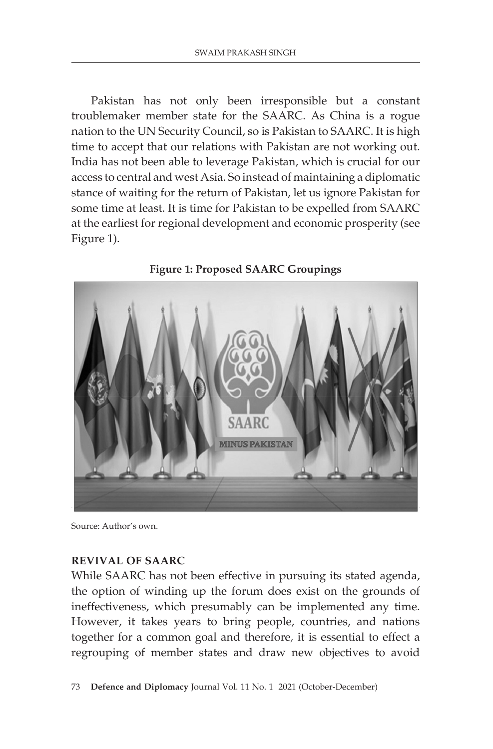Pakistan has not only been irresponsible but a constant troublemaker member state for the SAARC. As China is a rogue nation to the UN Security Council, so is Pakistan to SAARC. It is high time to accept that our relations with Pakistan are not working out. India has not been able to leverage Pakistan, which is crucial for our access to central and west Asia. So instead of maintaining a diplomatic stance of waiting for the return of Pakistan, let us ignore Pakistan for some time at least. It is time for Pakistan to be expelled from SAARC at the earliest for regional development and economic prosperity (see Figure 1).

**Figure 1: Proposed SAARC Groupings**

Source: Author's own.

**REVIVAL OF SAARC**

While SAARC has not been effective in pursuing its stated agenda, the option of winding up the forum does exist on the grounds of ineffectiveness, which presumably can be implemented any time. However, it takes years to bring people, countries, and nations together for a common goal and therefore, it is essential to effect a regrouping of member states and draw new objectives to avoid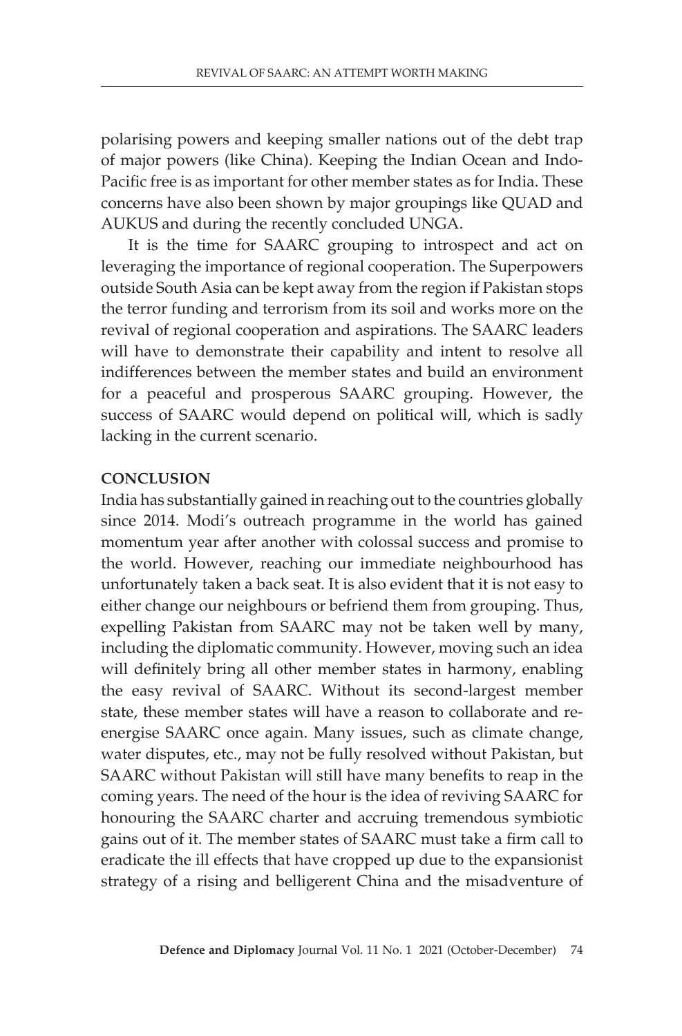polarising powers and keeping smaller nations out of the debt trap of major powers (like China). Keeping the Indian Ocean and Indo-Pacific free is as important for other member states as for India. These concerns have also been shown by major groupings like QUAD and AUKUS and during the recently concluded UNGA.

It is the time for SAARC grouping to introspect and act on leveraging the importance of regional cooperation. The Superpowers outside South Asia can be kept away from the region if Pakistan stops the terror funding and terrorism from its soil and works more on the revival of regional cooperation and aspirations. The SAARC leaders will have to demonstrate their capability and intent to resolve all indifferences between the member states and build an environment for a peaceful and prosperous SAARC grouping. However, the success of SAARC would depend on political will, which is sadly lacking in the current scenario.

## CONCLUSION

India has substantially gained in reaching out to the countries globally since 2014. Modi's outreach programme in the world has gained momentum year after another with colossal success and promise to the world. However, reaching our immediate neighbourhood has unfortunately taken a back seat. It is also evident that it is not easy to either change our neighbours or befriend them from grouping. Thus, expelling Pakistan from SAARC may not be taken well by many, including the diplomatic community. However, moving such an idea will definitely bring all other member states in harmony, enabling the easy revival of SAARC. Without its second-largest member state, these member states will have a reason to collaborate and re-energise SAARC once again. Many issues, such as climate change, water disputes, etc., may not be fully resolved without Pakistan, but SAARC without Pakistan will still have many benefits to reap in the coming years. The need of the hour is the idea of reviving SAARC for honouring the SAARC charter and accruing tremendous symbiotic gains out of it. The member states of SAARC must take a firm call to eradicate the ill effects that have cropped up due to the expansionist strategy of a rising and belligerent China and the misadventure of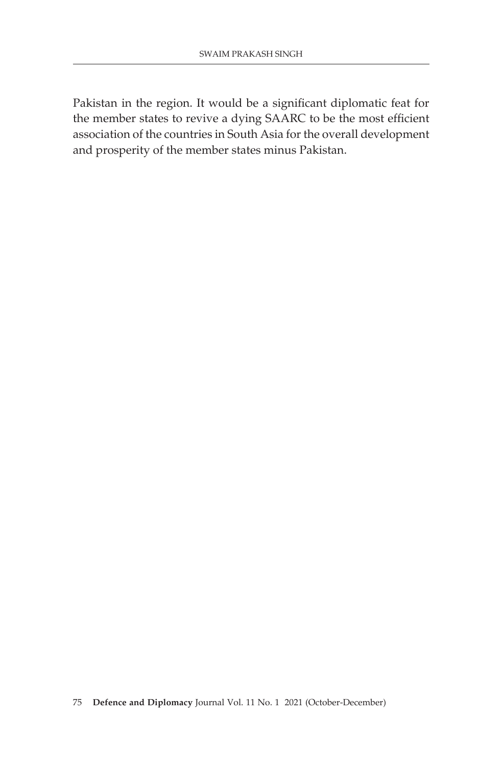Pakistan in the region. It would be a significant diplomatic feat for the member states to revive a dying SAARC to be the most efficient association of the countries in South Asia for the overall development and prosperity of the member states minus Pakistan.